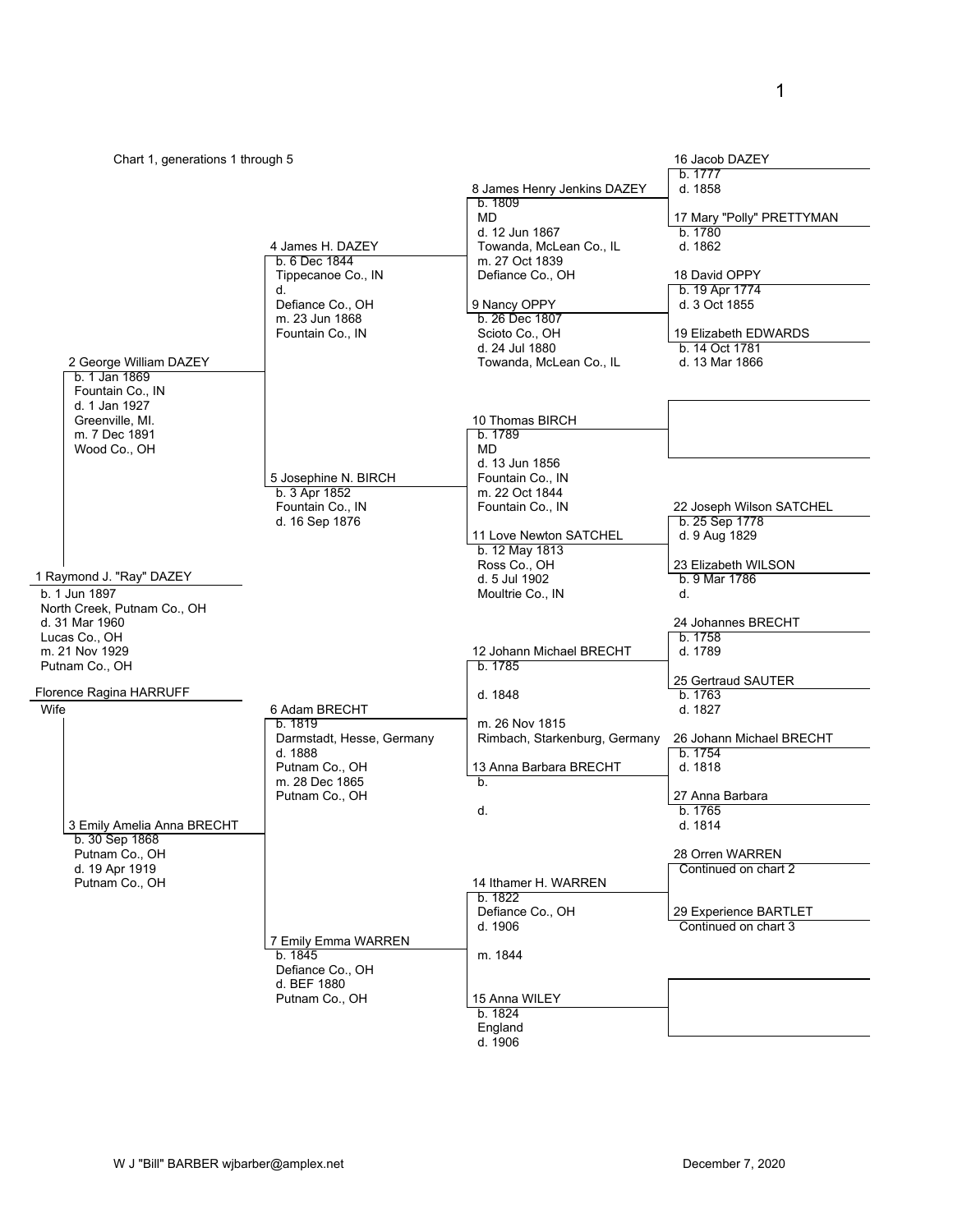Chart 1, generations 1 through 5

**1 Raymond J. "Ray" DAZEY**
b. 1 Jun 1897
North Creek, Putnam Co., OH
d. 31 Mar 1960
Lucas Co., OH
m. 21 Nov 1929
Putnam Co., OH

**Florence Ragina HARRUFF**
Wife

**2 George William DAZEY**
b. 1 Jan 1869
Fountain Co., IN
d. 1 Jan 1927
Greenville, MI.
m. 7 Dec 1891
Wood Co., OH

**3 Emily Amelia Anna BRECHT**
b. 30 Sep 1868
Putnam Co., OH
d. 19 Apr 1919
Putnam Co., OH

**4 James H. DAZEY**
b. 6 Dec 1844
Tippecanoe Co., IN
d.
Defiance Co., OH
m. 23 Jun 1868
Fountain Co., IN

**5 Josephine N. BIRCH**
b. 3 Apr 1852
Fountain Co., IN
d. 16 Sep 1876

**6 Adam BRECHT**
b. 1819
Darmstadt, Hesse, Germany
d. 1888
Putnam Co., OH
m. 28 Dec 1865
Putnam Co., OH

**7 Emily Emma WARREN**
b. 1845
Defiance Co., OH
d. BEF 1880
Putnam Co., OH

**8 James Henry Jenkins DAZEY**
b. 1809
MD
d. 12 Jun 1867
Towanda, McLean Co., IL
m. 27 Oct 1839
Defiance Co., OH

**9 Nancy OPPY**
b. 26 Dec 1807
Scioto Co., OH
d. 24 Jul 1880
Towanda, McLean Co., IL

**10 Thomas BIRCH**
b. 1789
MD
d. 13 Jun 1856
Fountain Co., IN
m. 22 Oct 1844
Fountain Co., IN

**11 Love Newton SATCHEL**
b. 12 May 1813
Ross Co., OH
d. 5 Jul 1902
Moultrie Co., IN

**12 Johann Michael BRECHT**
b. 1785
d. 1848
m. 26 Nov 1815
Rimbach, Starkenburg, Germany

**13 Anna Barbara BRECHT**
b.
d.

**14 Ithamer H. WARREN**
b. 1822
Defiance Co., OH
d. 1906
m. 1844

**15 Anna WILEY**
b. 1824
England
d. 1906

**16 Jacob DAZEY**
b. 1777
d. 1858

**17 Mary "Polly" PRETTYMAN**
b. 1780
d. 1862

**18 David OPPY**
b. 19 Apr 1774
d. 3 Oct 1855

**19 Elizabeth EDWARDS**
b. 14 Oct 1781
d. 13 Mar 1866

**22 Joseph Wilson SATCHEL**
b. 25 Sep 1778
d. 9 Aug 1829

**23 Elizabeth WILSON**
b. 9 Mar 1786
d.

**24 Johannes BRECHT**
b. 1758
d. 1789

**25 Gertraud SAUTER**
b. 1763
d. 1827

**26 Johann Michael BRECHT**
b. 1754
d. 1818

**27 Anna Barbara**
b. 1765
d. 1814

**28 Orren WARREN**
Continued on chart 2

**29 Experience BARTLET**
Continued on chart 3

W J "Bill" BARBER wjbarber@amplex.net

December 7, 2020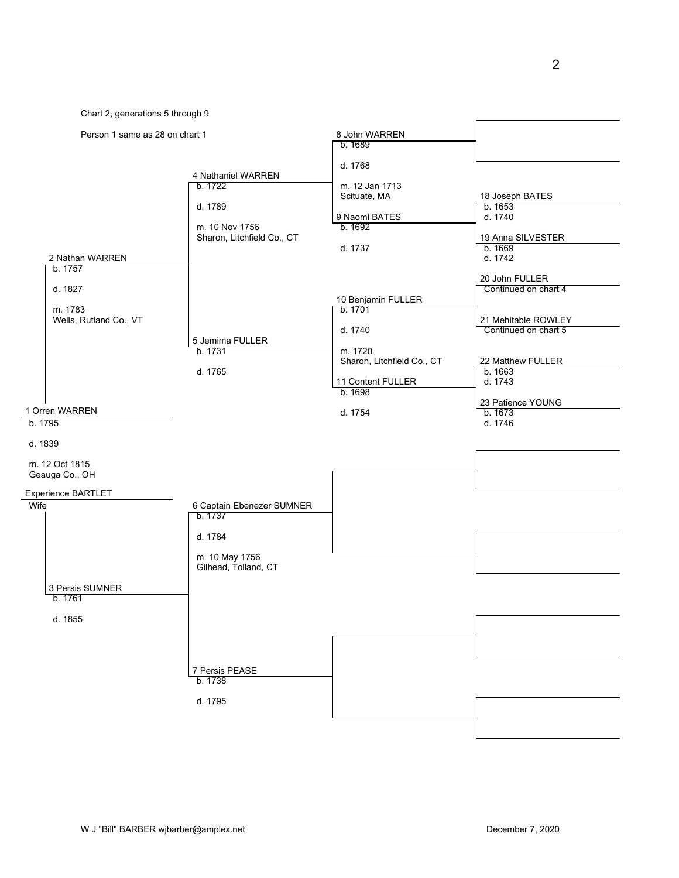Chart 2, generations 5 through 9

Person 1 same as 28 on chart 1

**1 Orren WARREN**
- b. 1795
- d. 1839
- m. 12 Oct 1815, Geauga Co., OH

**Experience BARTLET**
- Wife

**2 Nathan WARREN**
- b. 1757
- d. 1827
- m. 1783, Wells, Rutland Co., VT

**3 Persis SUMNER**
- b. 1761
- d. 1855

**4 Nathaniel WARREN**
- b. 1722
- d. 1789
- m. 10 Nov 1756, Sharon, Litchfield Co., CT

**5 Jemima FULLER**
- b. 1731
- d. 1765

**6 Captain Ebenezer SUMNER**
- b. 1737
- d. 1784
- m. 10 May 1756, Gilhead, Tolland, CT

**7 Persis PEASE**
- b. 1738
- d. 1795

**8 John WARREN**
- b. 1689
- d. 1768
- m. 12 Jan 1713, Scituate, MA

**9 Naomi BATES**
- b. 1692
- d. 1737

**10 Benjamin FULLER**
- b. 1701
- d. 1740
- m. 1720, Sharon, Litchfield Co., CT

**11 Content FULLER**
- b. 1698
- d. 1754

**18 Joseph BATES**
- b. 1653
- d. 1740

**19 Anna SILVESTER**
- b. 1669
- d. 1742

**20 John FULLER**
- Continued on chart 4

**21 Mehitable ROWLEY**
- Continued on chart 5

**22 Matthew FULLER**
- b. 1663
- d. 1743

**23 Patience YOUNG**
- b. 1673
- d. 1746

W J "Bill" BARBER wjbarber@amplex.net

December 7, 2020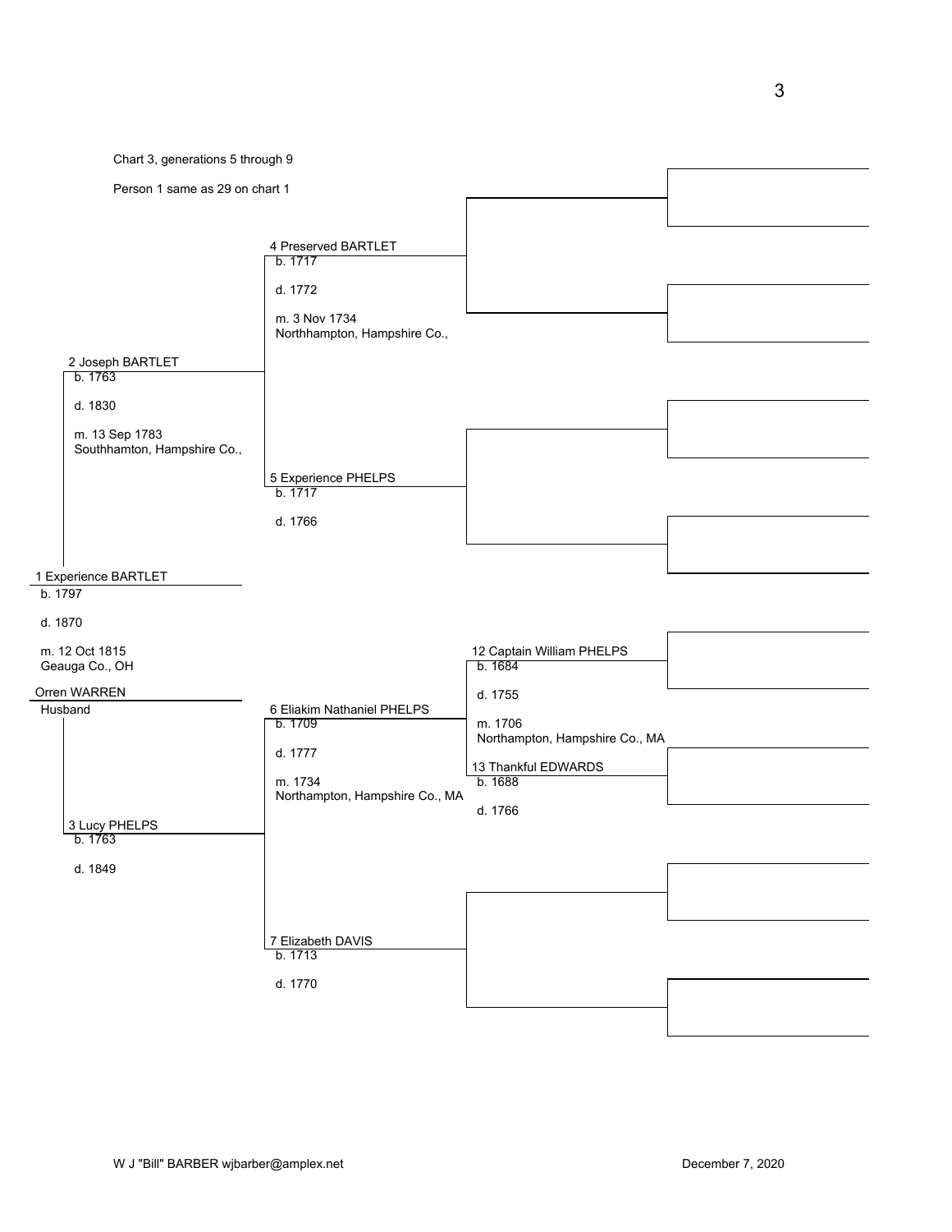Chart 3, generations 5 through 9

Person 1 same as 29 on chart 1

**1 Experience BARTLET**
b. 1797
d. 1870
m. 12 Oct 1815
Geauga Co., OH

Orren WARREN
Husband

**2 Joseph BARTLET**
b. 1763
d. 1830
m. 13 Sep 1783
Southhamton, Hampshire Co.,

**3 Lucy PHELPS**
b. 1763
d. 1849

**4 Preserved BARTLET**
b. 1717
d. 1772
m. 3 Nov 1734
Northhampton, Hampshire Co.,

**5 Experience PHELPS**
b. 1717
d. 1766

**6 Eliakim Nathaniel PHELPS**
b. 1709
d. 1777
m. 1734
Northampton, Hampshire Co., MA

**7 Elizabeth DAVIS**
b. 1713
d. 1770

**12 Captain William PHELPS**
b. 1684
d. 1755
m. 1706
Northampton, Hampshire Co., MA

**13 Thankful EDWARDS**
b. 1688
d. 1766

W J "Bill" BARBER wjbarber@amplex.net

December 7, 2020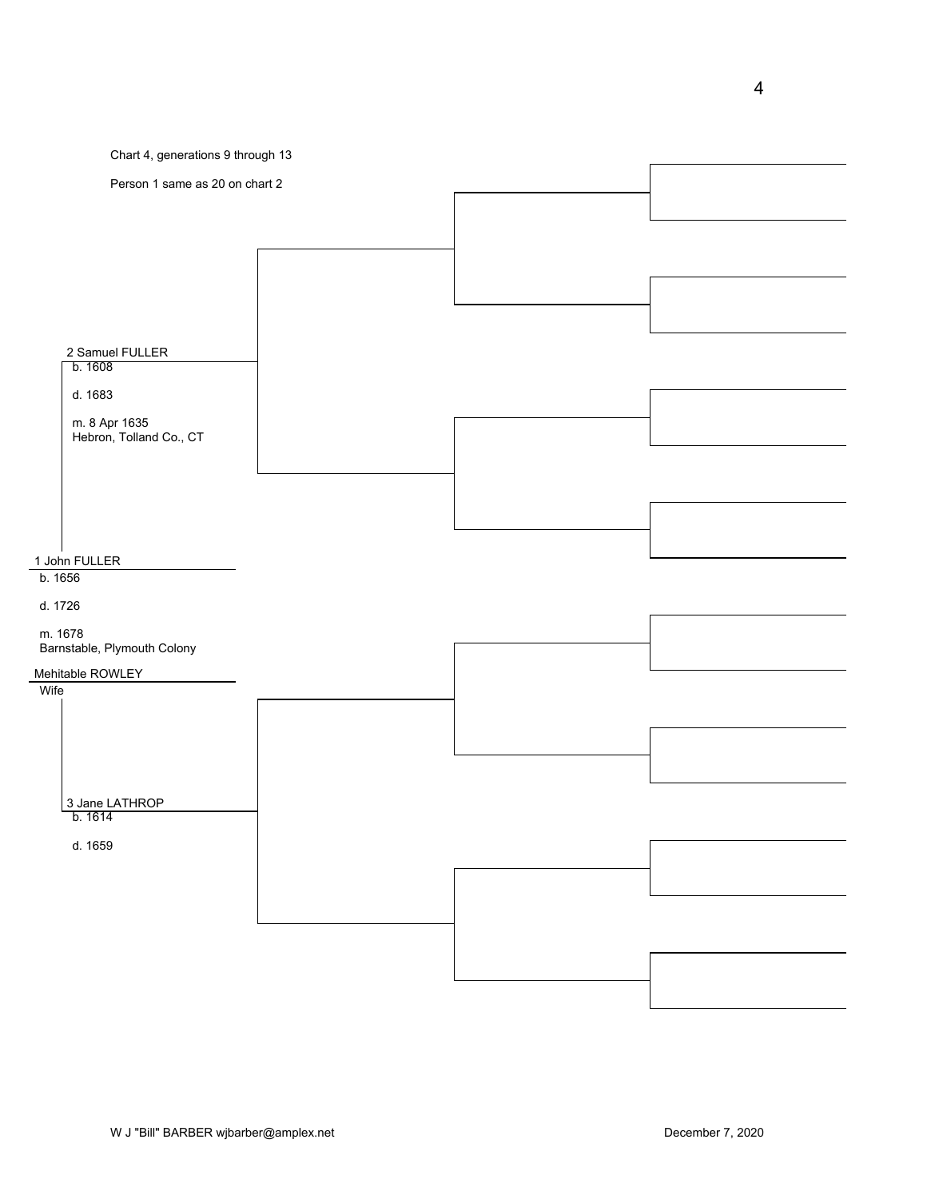Chart 4, generations 9 through 13

Person 1 same as 20 on chart 2

**2 Samuel FULLER**
b. 1608

d. 1683

m. 8 Apr 1635
Hebron, Tolland Co., CT

**1 John FULLER**
b. 1656

d. 1726

m. 1678
Barnstable, Plymouth Colony

**Mehitable ROWLEY**
Wife

**3 Jane LATHROP**
b. 1614

d. 1659

W J "Bill" BARBER wjbarber@amplex.net

December 7, 2020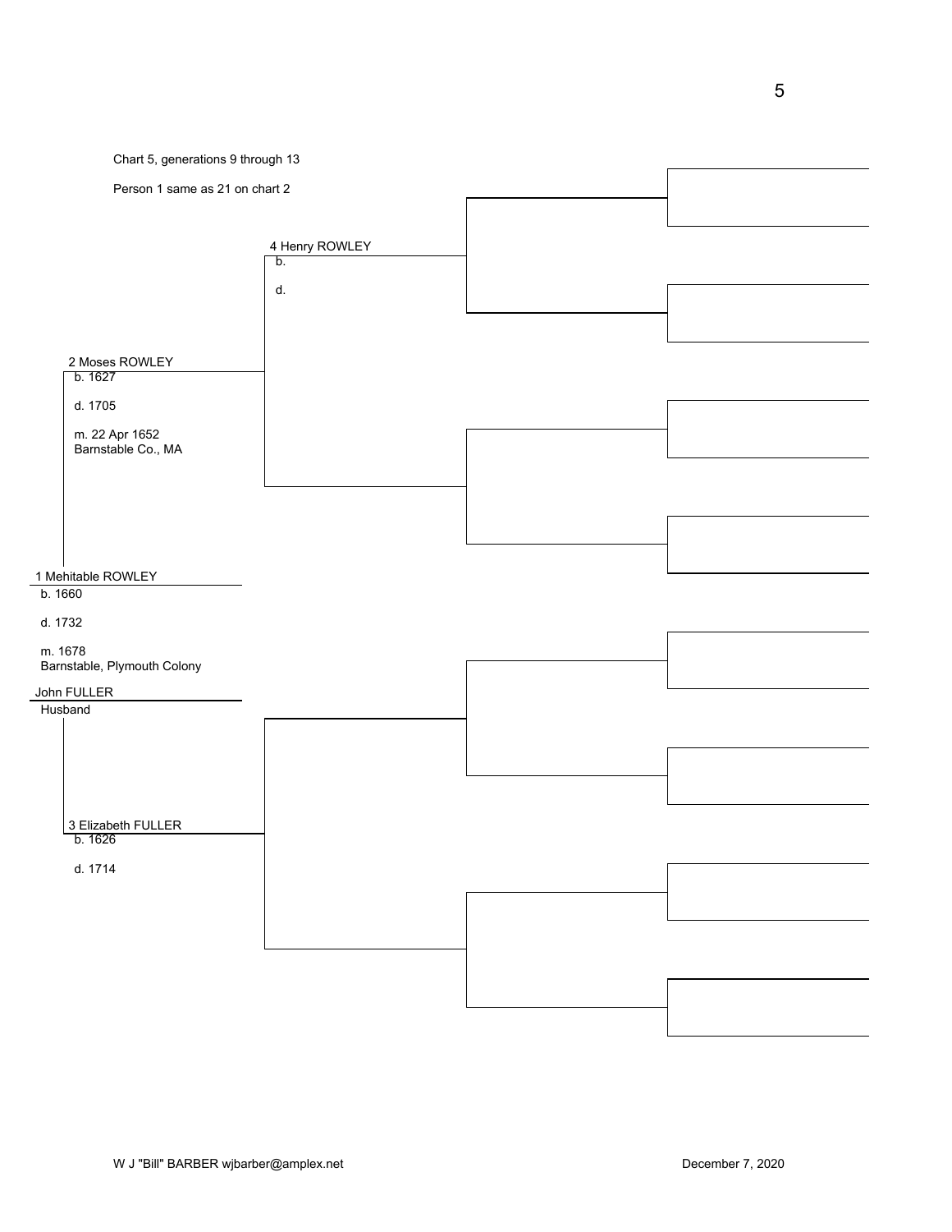Chart 5, generations 9 through 13

Person 1 same as 21 on chart 2

4 Henry ROWLEY
b.

d.

2 Moses ROWLEY
b. 1627

d. 1705

m. 22 Apr 1652
Barnstable Co., MA

1 Mehitable ROWLEY
b. 1660

d. 1732

m. 1678
Barnstable, Plymouth Colony

John FULLER
Husband

3 Elizabeth FULLER
b. 1626

d. 1714

W J "Bill" BARBER wjbarber@amplex.net

December 7, 2020